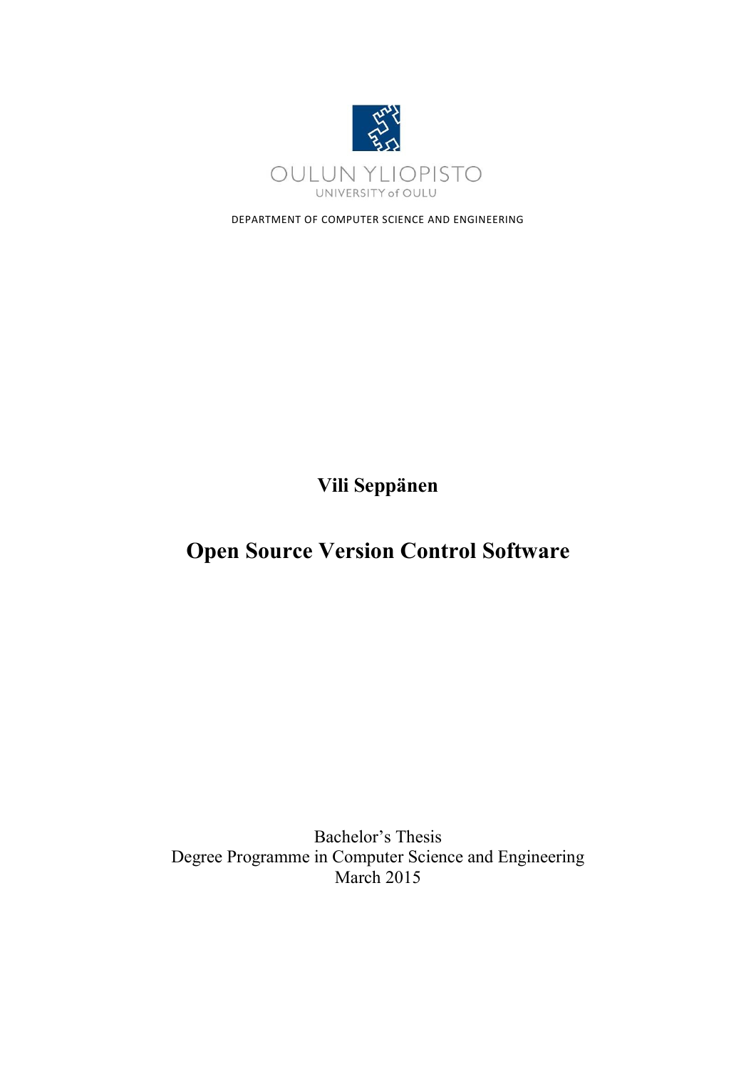OULUN YLIOPISTO
UNIVERSITY of OULU

DEPARTMENT OF COMPUTER SCIENCE AND ENGINEERING

**Vili Seppänen**

# Open Source Version Control Software

Bachelor's Thesis
Degree Programme in Computer Science and Engineering
March 2015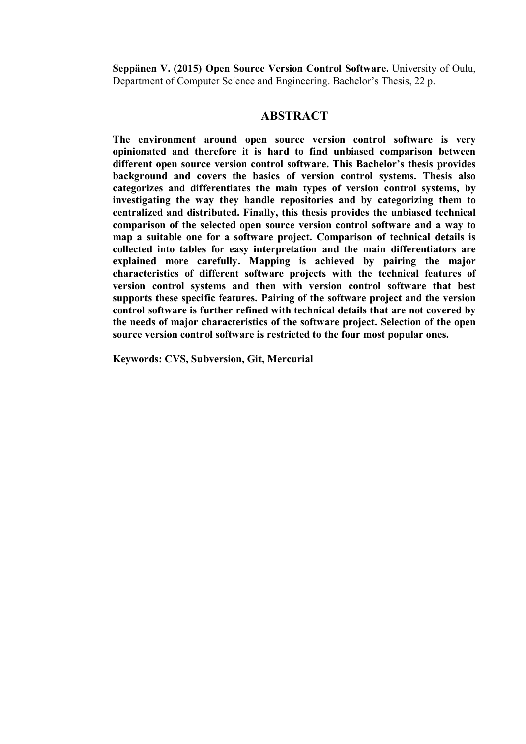**Seppänen V. (2015) Open Source Version Control Software.** University of Oulu, Department of Computer Science and Engineering. Bachelor's Thesis, 22 p.

# ABSTRACT

**The environment around open source version control software is very opinionated and therefore it is hard to find unbiased comparison between different open source version control software. This Bachelor's thesis provides background and covers the basics of version control systems. Thesis also categorizes and differentiates the main types of version control systems, by investigating the way they handle repositories and by categorizing them to centralized and distributed. Finally, this thesis provides the unbiased technical comparison of the selected open source version control software and a way to map a suitable one for a software project. Comparison of technical details is collected into tables for easy interpretation and the main differentiators are explained more carefully. Mapping is achieved by pairing the major characteristics of different software projects with the technical features of version control systems and then with version control software that best supports these specific features. Pairing of the software project and the version control software is further refined with technical details that are not covered by the needs of major characteristics of the software project. Selection of the open source version control software is restricted to the four most popular ones.**

**Keywords: CVS, Subversion, Git, Mercurial**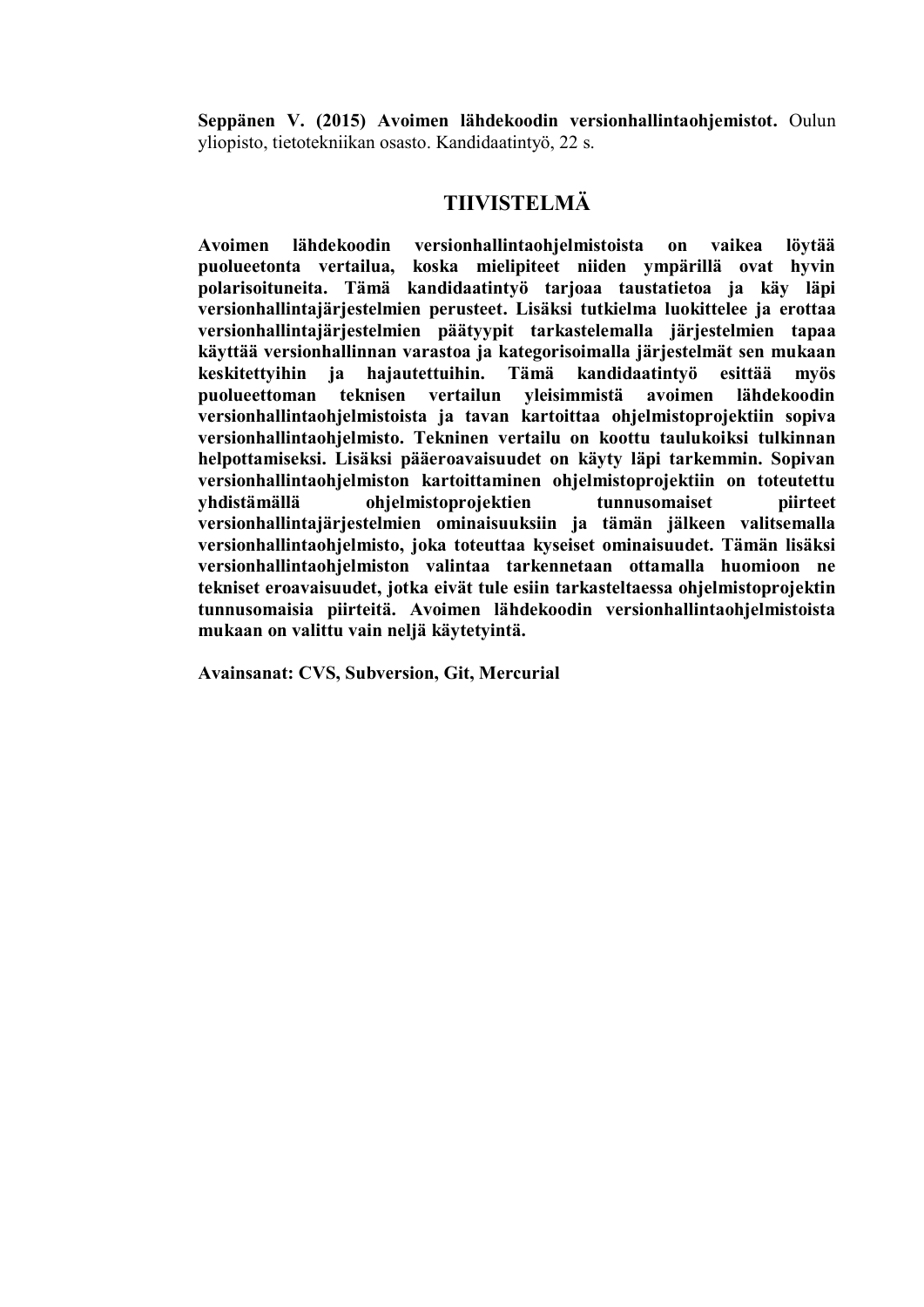**Seppänen V. (2015) Avoimen lähdekoodin versionhallintaohjemistot.** Oulun yliopisto, tietotekniikan osasto. Kandidaatintyö, 22 s.

# TIIVISTELMÄ

**Avoimen lähdekoodin versionhallintaohjelmistoista on vaikea löytää puolueetonta vertailua, koska mielipiteet niiden ympärillä ovat hyvin polarisoituneita. Tämä kandidaatintyö tarjoaa taustatietoa ja käy läpi versionhallintajärjestelmien perusteet. Lisäksi tutkielma luokittelee ja erottaa versionhallintajärjestelmien päätyypit tarkastelemalla järjestelmien tapaa käyttää versionhallinnan varastoa ja kategorisoimalla järjestelmät sen mukaan keskitettyihin ja hajautettuihin. Tämä kandidaatintyö esittää myös puolueettoman teknisen vertailun yleisimmistä avoimen lähdekoodin versionhallintaohjelmistoista ja tavan kartoittaa ohjelmistoprojektiin sopiva versionhallintaohjelmisto. Tekninen vertailu on koottu taulukoiksi tulkinnan helpottamiseksi. Lisäksi pääeroavaisuudet on käyty läpi tarkemmin. Sopivan versionhallintaohjelmiston kartoittaminen ohjelmistoprojektiin on toteutettu yhdistämällä ohjelmistoprojektien tunnusomaiset piirteet versionhallintajärjestelmien ominaisuuksiin ja tämän jälkeen valitsemalla versionhallintaohjelmisto, joka toteuttaa kyseiset ominaisuudet. Tämän lisäksi versionhallintaohjelmiston valintaa tarkennetaan ottamalla huomioon ne tekniset eroavaisuudet, jotka eivät tule esiin tarkasteltaessa ohjelmistoprojektin tunnusomaisia piirteitä. Avoimen lähdekoodin versionhallintaohjelmistoista mukaan on valittu vain neljä käytetyintä.**

**Avainsanat: CVS, Subversion, Git, Mercurial**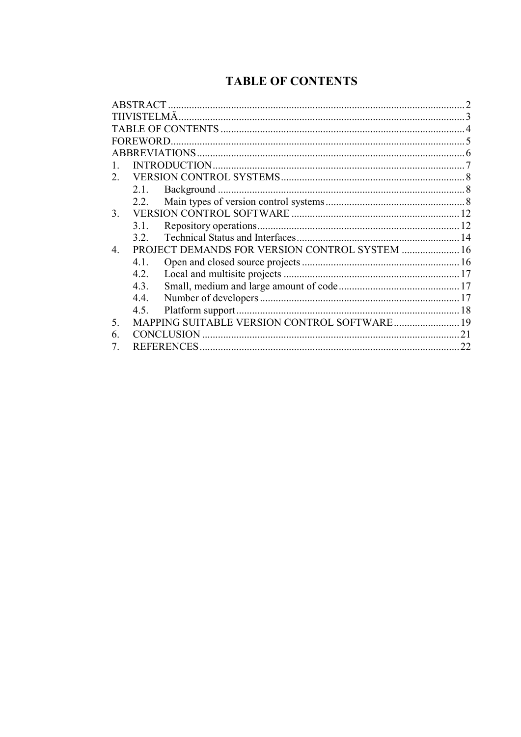# TABLE OF CONTENTS

ABSTRACT ........ 2
TIIVISTELMÄ ........ 3
TABLE OF CONTENTS ........ 4
FOREWORD ........ 5
ABBREVIATIONS ........ 6
1. INTRODUCTION ........ 7
2. VERSION CONTROL SYSTEMS ........ 8
   2.1. Background ........ 8
   2.2. Main types of version control systems ........ 8
3. VERSION CONTROL SOFTWARE ........ 12
   3.1. Repository operations ........ 12
   3.2. Technical Status and Interfaces ........ 14
4. PROJECT DEMANDS FOR VERSION CONTROL SYSTEM ........ 16
   4.1. Open and closed source projects ........ 16
   4.2. Local and multisite projects ........ 17
   4.3. Small, medium and large amount of code ........ 17
   4.4. Number of developers ........ 17
   4.5. Platform support ........ 18
5. MAPPING SUITABLE VERSION CONTROL SOFTWARE ........ 19
6. CONCLUSION ........ 21
7. REFERENCES ........ 22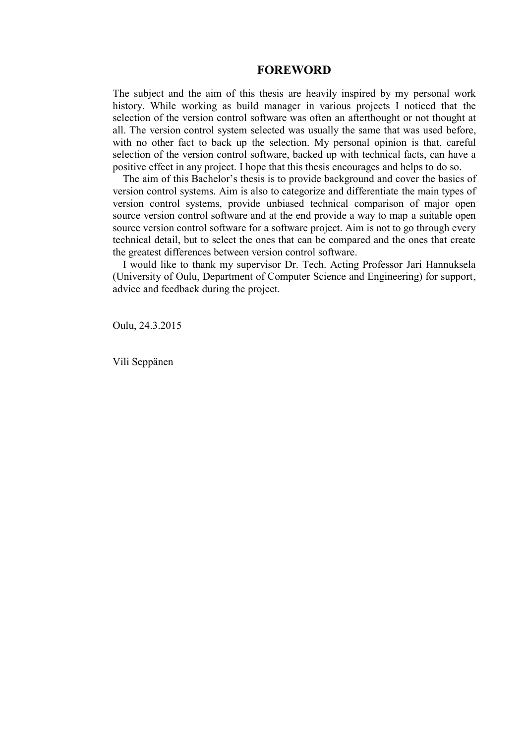# FOREWORD

The subject and the aim of this thesis are heavily inspired by my personal work history. While working as build manager in various projects I noticed that the selection of the version control software was often an afterthought or not thought at all. The version control system selected was usually the same that was used before, with no other fact to back up the selection. My personal opinion is that, careful selection of the version control software, backed up with technical facts, can have a positive effect in any project. I hope that this thesis encourages and helps to do so.

The aim of this Bachelor's thesis is to provide background and cover the basics of version control systems. Aim is also to categorize and differentiate the main types of version control systems, provide unbiased technical comparison of major open source version control software and at the end provide a way to map a suitable open source version control software for a software project. Aim is not to go through every technical detail, but to select the ones that can be compared and the ones that create the greatest differences between version control software.

I would like to thank my supervisor Dr. Tech. Acting Professor Jari Hannuksela (University of Oulu, Department of Computer Science and Engineering) for support, advice and feedback during the project.

Oulu, 24.3.2015

Vili Seppänen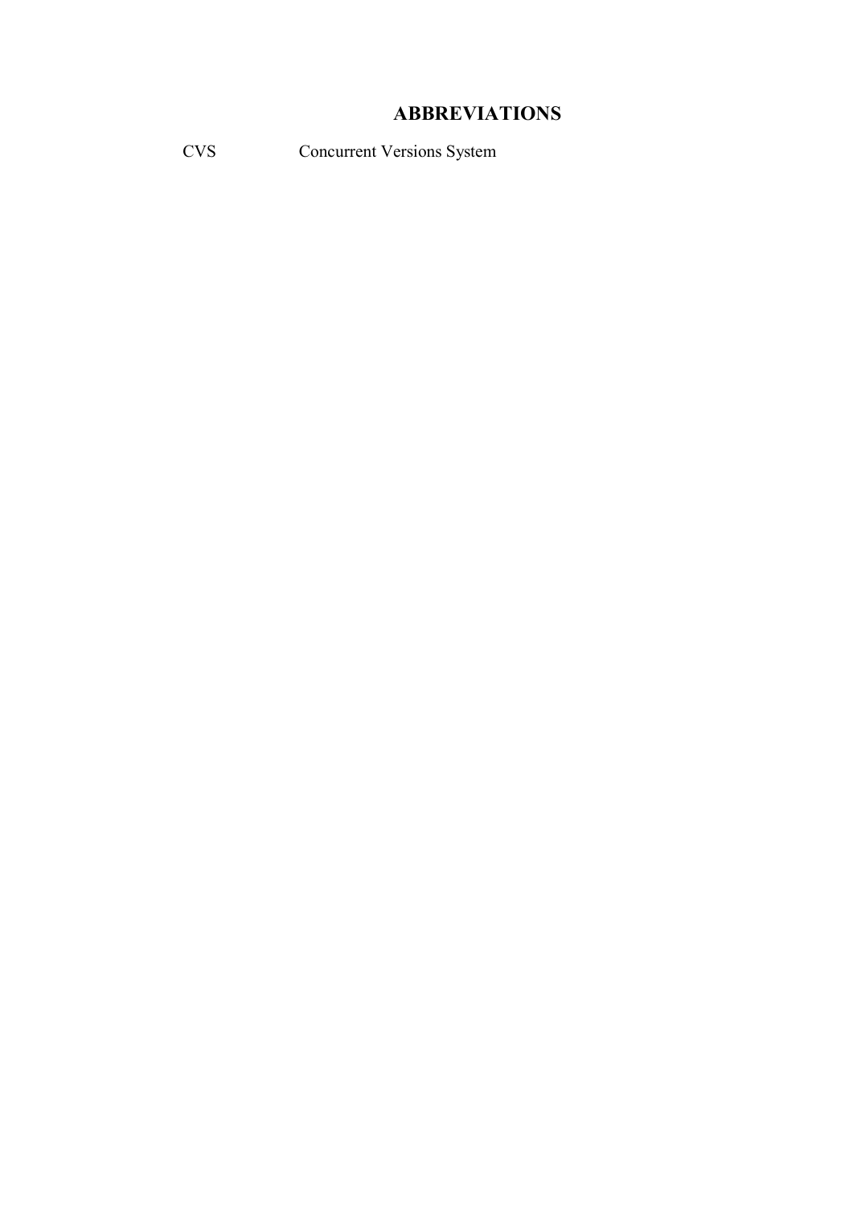# ABBREVIATIONS

| | |
|---|---|
| CVS | Concurrent Versions System |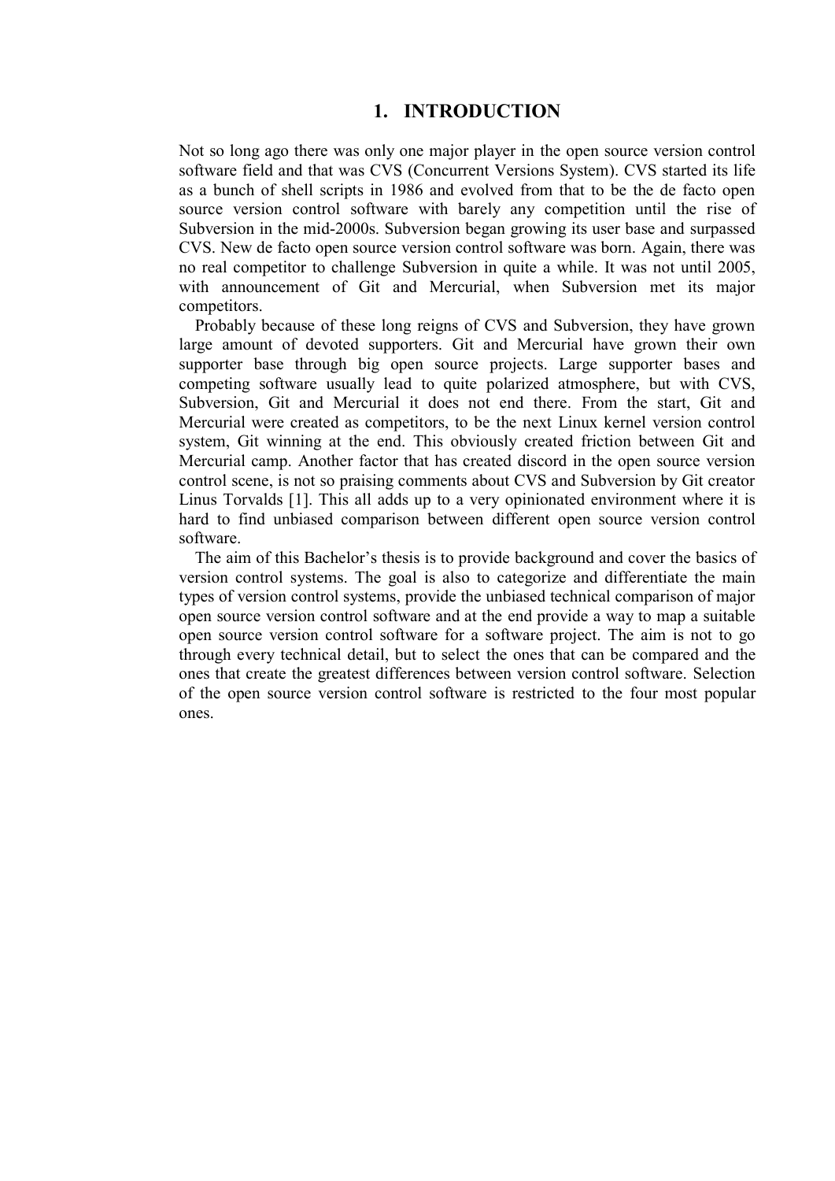# 1. INTRODUCTION

Not so long ago there was only one major player in the open source version control software field and that was CVS (Concurrent Versions System). CVS started its life as a bunch of shell scripts in 1986 and evolved from that to be the de facto open source version control software with barely any competition until the rise of Subversion in the mid-2000s. Subversion began growing its user base and surpassed CVS. New de facto open source version control software was born. Again, there was no real competitor to challenge Subversion in quite a while. It was not until 2005, with announcement of Git and Mercurial, when Subversion met its major competitors.

Probably because of these long reigns of CVS and Subversion, they have grown large amount of devoted supporters. Git and Mercurial have grown their own supporter base through big open source projects. Large supporter bases and competing software usually lead to quite polarized atmosphere, but with CVS, Subversion, Git and Mercurial it does not end there. From the start, Git and Mercurial were created as competitors, to be the next Linux kernel version control system, Git winning at the end. This obviously created friction between Git and Mercurial camp. Another factor that has created discord in the open source version control scene, is not so praising comments about CVS and Subversion by Git creator Linus Torvalds [1]. This all adds up to a very opinionated environment where it is hard to find unbiased comparison between different open source version control software.

The aim of this Bachelor's thesis is to provide background and cover the basics of version control systems. The goal is also to categorize and differentiate the main types of version control systems, provide the unbiased technical comparison of major open source version control software and at the end provide a way to map a suitable open source version control software for a software project. The aim is not to go through every technical detail, but to select the ones that can be compared and the ones that create the greatest differences between version control software. Selection of the open source version control software is restricted to the four most popular ones.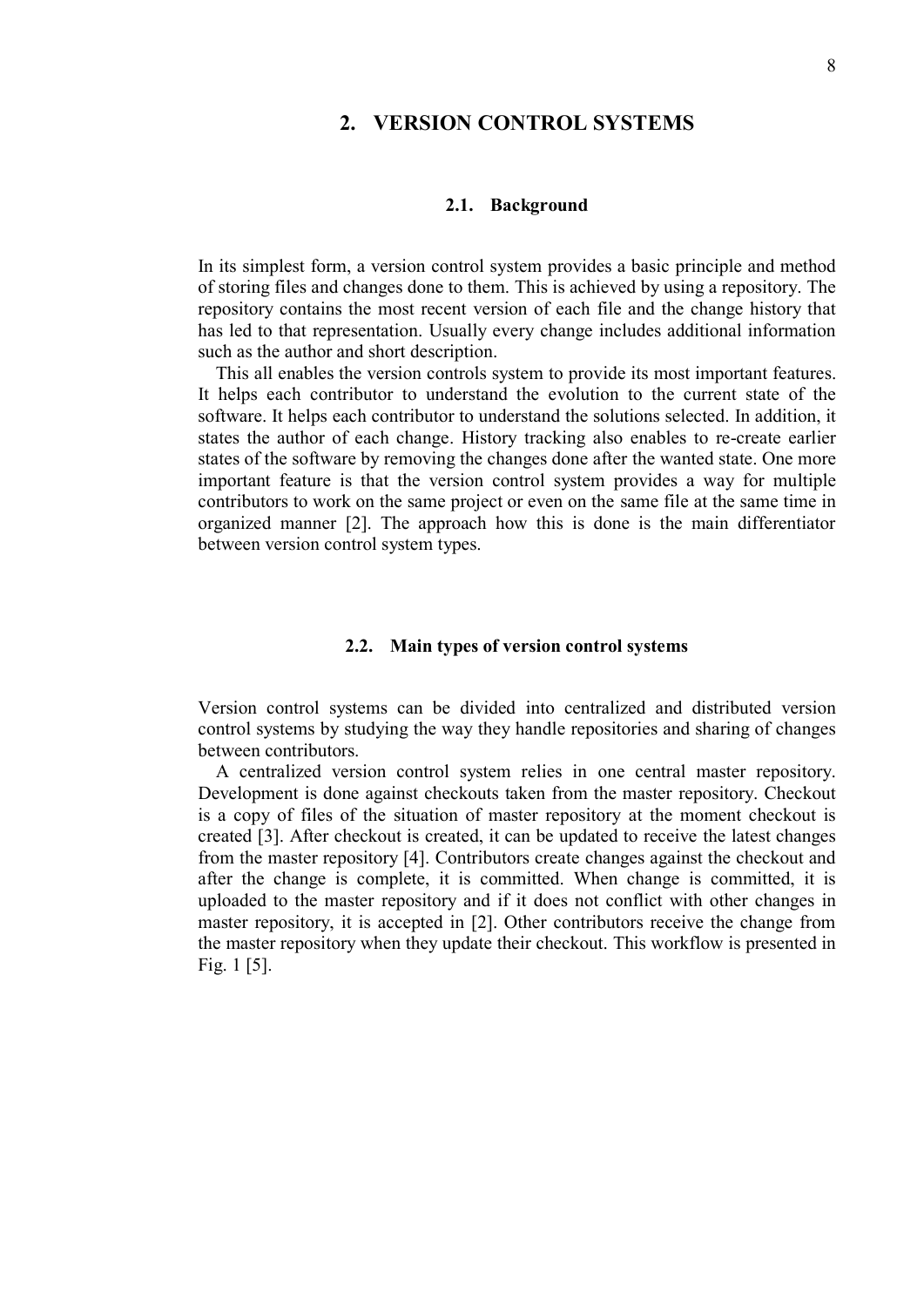# 2. VERSION CONTROL SYSTEMS

## 2.1. Background

In its simplest form, a version control system provides a basic principle and method of storing files and changes done to them. This is achieved by using a repository. The repository contains the most recent version of each file and the change history that has led to that representation. Usually every change includes additional information such as the author and short description.

This all enables the version controls system to provide its most important features. It helps each contributor to understand the evolution to the current state of the software. It helps each contributor to understand the solutions selected. In addition, it states the author of each change. History tracking also enables to re-create earlier states of the software by removing the changes done after the wanted state. One more important feature is that the version control system provides a way for multiple contributors to work on the same project or even on the same file at the same time in organized manner [2]. The approach how this is done is the main differentiator between version control system types.

## 2.2. Main types of version control systems

Version control systems can be divided into centralized and distributed version control systems by studying the way they handle repositories and sharing of changes between contributors.

A centralized version control system relies in one central master repository. Development is done against checkouts taken from the master repository. Checkout is a copy of files of the situation of master repository at the moment checkout is created [3]. After checkout is created, it can be updated to receive the latest changes from the master repository [4]. Contributors create changes against the checkout and after the change is complete, it is committed. When change is committed, it is uploaded to the master repository and if it does not conflict with other changes in master repository, it is accepted in [2]. Other contributors receive the change from the master repository when they update their checkout. This workflow is presented in Fig. 1 [5].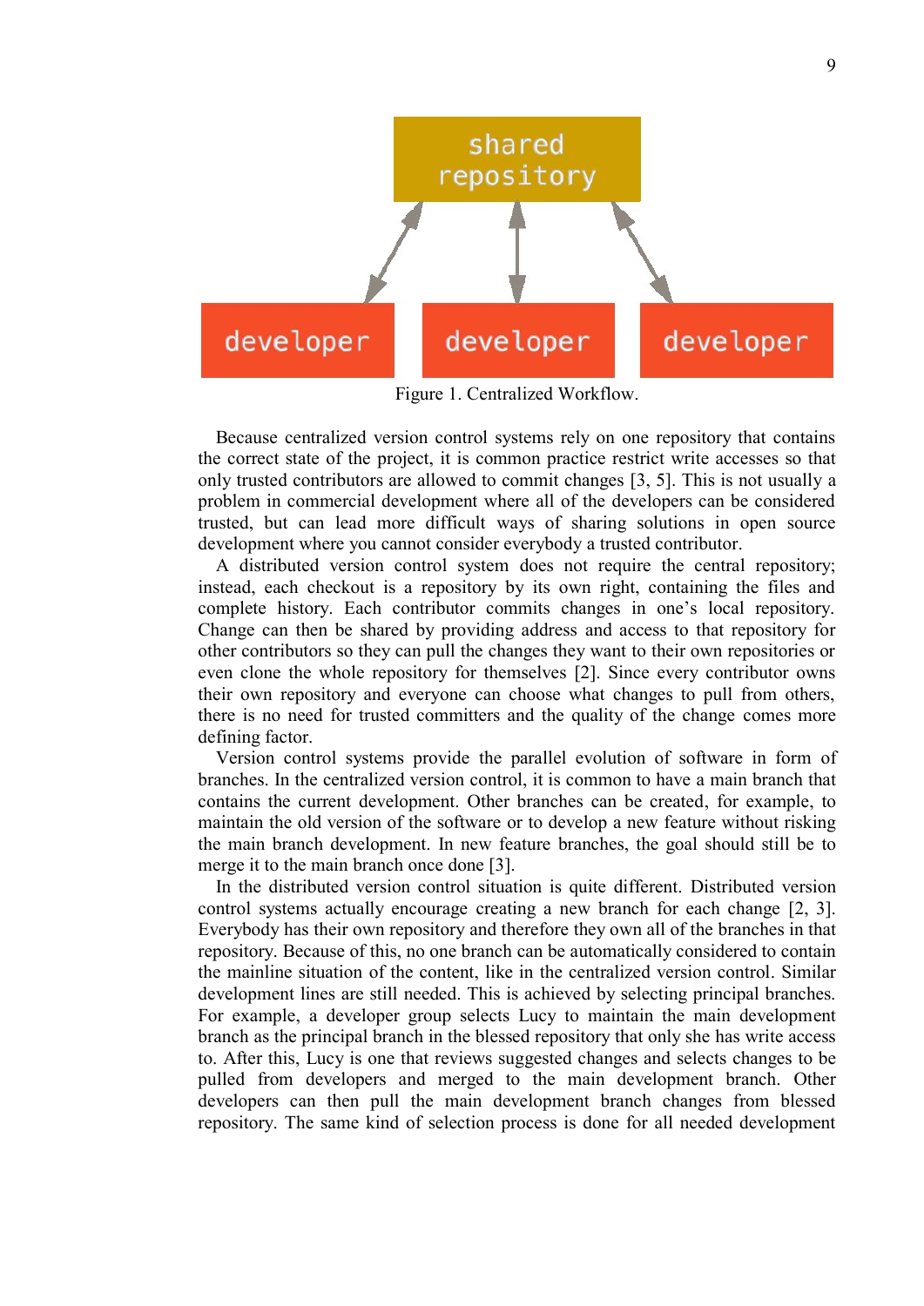Figure 1. Centralized Workflow.

Because centralized version control systems rely on one repository that contains the correct state of the project, it is common practice restrict write accesses so that only trusted contributors are allowed to commit changes [3, 5]. This is not usually a problem in commercial development where all of the developers can be considered trusted, but can lead more difficult ways of sharing solutions in open source development where you cannot consider everybody a trusted contributor.

A distributed version control system does not require the central repository; instead, each checkout is a repository by its own right, containing the files and complete history. Each contributor commits changes in one's local repository. Change can then be shared by providing address and access to that repository for other contributors so they can pull the changes they want to their own repositories or even clone the whole repository for themselves [2]. Since every contributor owns their own repository and everyone can choose what changes to pull from others, there is no need for trusted committers and the quality of the change comes more defining factor.

Version control systems provide the parallel evolution of software in form of branches. In the centralized version control, it is common to have a main branch that contains the current development. Other branches can be created, for example, to maintain the old version of the software or to develop a new feature without risking the main branch development. In new feature branches, the goal should still be to merge it to the main branch once done [3].

In the distributed version control situation is quite different. Distributed version control systems actually encourage creating a new branch for each change [2, 3]. Everybody has their own repository and therefore they own all of the branches in that repository. Because of this, no one branch can be automatically considered to contain the mainline situation of the content, like in the centralized version control. Similar development lines are still needed. This is achieved by selecting principal branches. For example, a developer group selects Lucy to maintain the main development branch as the principal branch in the blessed repository that only she has write access to. After this, Lucy is one that reviews suggested changes and selects changes to be pulled from developers and merged to the main development branch. Other developers can then pull the main development branch changes from blessed repository. The same kind of selection process is done for all needed development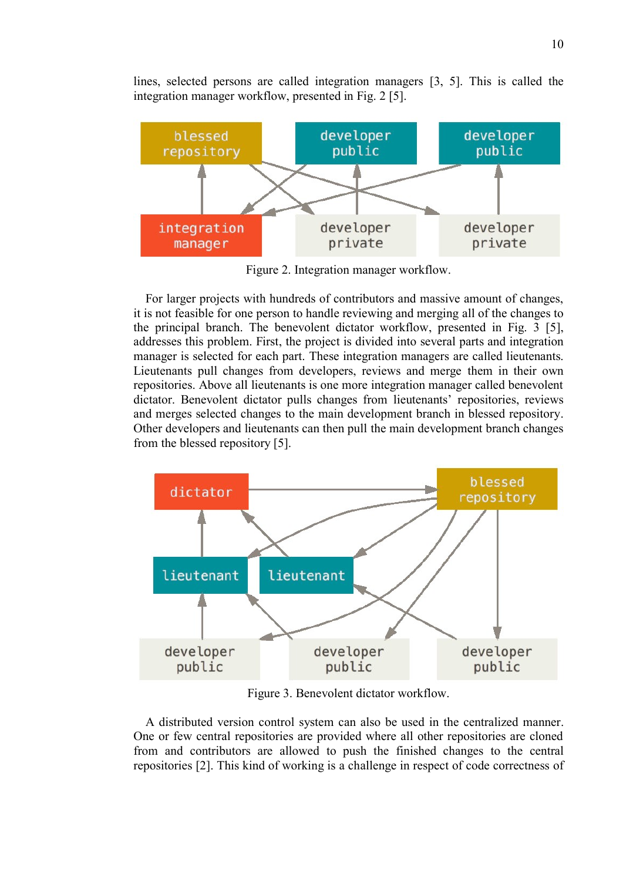lines, selected persons are called integration managers [3, 5]. This is called the integration manager workflow, presented in Fig. 2 [5].

Figure 2. Integration manager workflow.

For larger projects with hundreds of contributors and massive amount of changes, it is not feasible for one person to handle reviewing and merging all of the changes to the principal branch. The benevolent dictator workflow, presented in Fig. 3 [5], addresses this problem. First, the project is divided into several parts and integration manager is selected for each part. These integration managers are called lieutenants. Lieutenants pull changes from developers, reviews and merge them in their own repositories. Above all lieutenants is one more integration manager called benevolent dictator. Benevolent dictator pulls changes from lieutenants' repositories, reviews and merges selected changes to the main development branch in blessed repository. Other developers and lieutenants can then pull the main development branch changes from the blessed repository [5].

Figure 3. Benevolent dictator workflow.

A distributed version control system can also be used in the centralized manner. One or few central repositories are provided where all other repositories are cloned from and contributors are allowed to push the finished changes to the central repositories [2]. This kind of working is a challenge in respect of code correctness of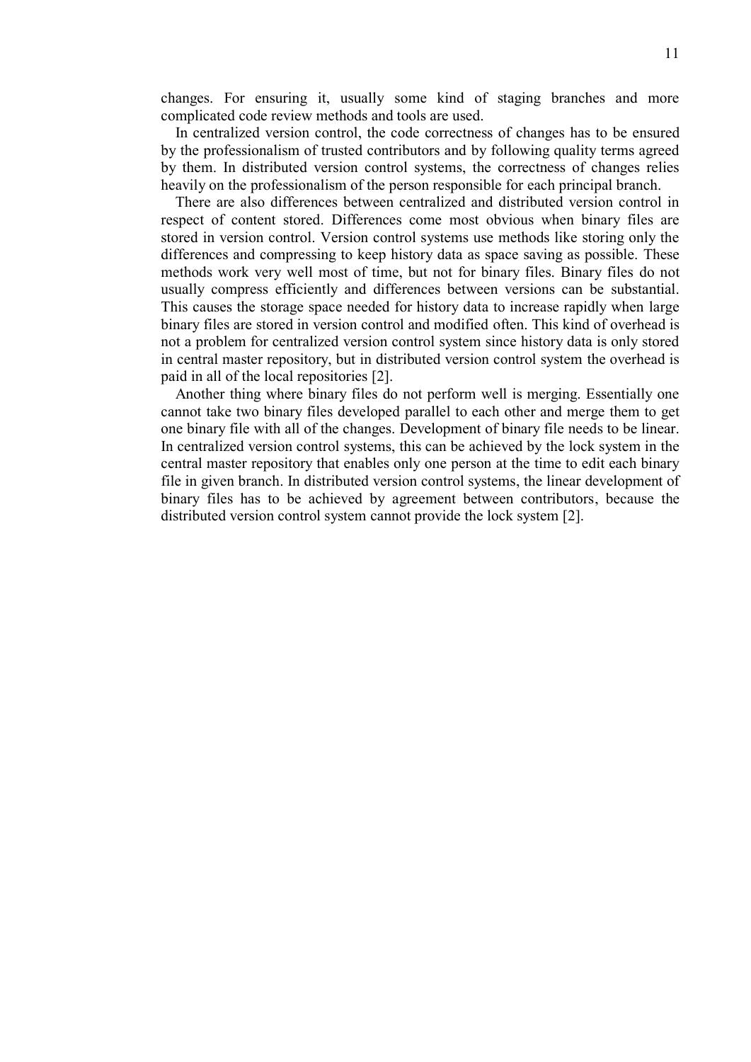changes. For ensuring it, usually some kind of staging branches and more complicated code review methods and tools are used.

In centralized version control, the code correctness of changes has to be ensured by the professionalism of trusted contributors and by following quality terms agreed by them. In distributed version control systems, the correctness of changes relies heavily on the professionalism of the person responsible for each principal branch.

There are also differences between centralized and distributed version control in respect of content stored. Differences come most obvious when binary files are stored in version control. Version control systems use methods like storing only the differences and compressing to keep history data as space saving as possible. These methods work very well most of time, but not for binary files. Binary files do not usually compress efficiently and differences between versions can be substantial. This causes the storage space needed for history data to increase rapidly when large binary files are stored in version control and modified often. This kind of overhead is not a problem for centralized version control system since history data is only stored in central master repository, but in distributed version control system the overhead is paid in all of the local repositories [2].

Another thing where binary files do not perform well is merging. Essentially one cannot take two binary files developed parallel to each other and merge them to get one binary file with all of the changes. Development of binary file needs to be linear. In centralized version control systems, this can be achieved by the lock system in the central master repository that enables only one person at the time to edit each binary file in given branch. In distributed version control systems, the linear development of binary files has to be achieved by agreement between contributors, because the distributed version control system cannot provide the lock system [2].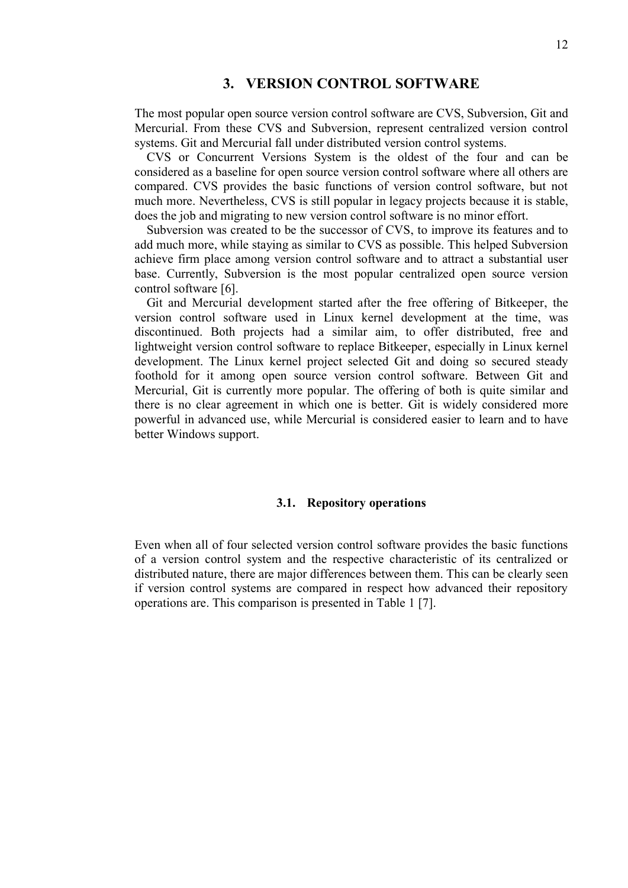# 3. VERSION CONTROL SOFTWARE

The most popular open source version control software are CVS, Subversion, Git and Mercurial. From these CVS and Subversion, represent centralized version control systems. Git and Mercurial fall under distributed version control systems.

CVS or Concurrent Versions System is the oldest of the four and can be considered as a baseline for open source version control software where all others are compared. CVS provides the basic functions of version control software, but not much more. Nevertheless, CVS is still popular in legacy projects because it is stable, does the job and migrating to new version control software is no minor effort.

Subversion was created to be the successor of CVS, to improve its features and to add much more, while staying as similar to CVS as possible. This helped Subversion achieve firm place among version control software and to attract a substantial user base. Currently, Subversion is the most popular centralized open source version control software [6].

Git and Mercurial development started after the free offering of Bitkeeper, the version control software used in Linux kernel development at the time, was discontinued. Both projects had a similar aim, to offer distributed, free and lightweight version control software to replace Bitkeeper, especially in Linux kernel development. The Linux kernel project selected Git and doing so secured steady foothold for it among open source version control software. Between Git and Mercurial, Git is currently more popular. The offering of both is quite similar and there is no clear agreement in which one is better. Git is widely considered more powerful in advanced use, while Mercurial is considered easier to learn and to have better Windows support.

## 3.1. Repository operations

Even when all of four selected version control software provides the basic functions of a version control system and the respective characteristic of its centralized or distributed nature, there are major differences between them. This can be clearly seen if version control systems are compared in respect how advanced their repository operations are. This comparison is presented in Table 1 [7].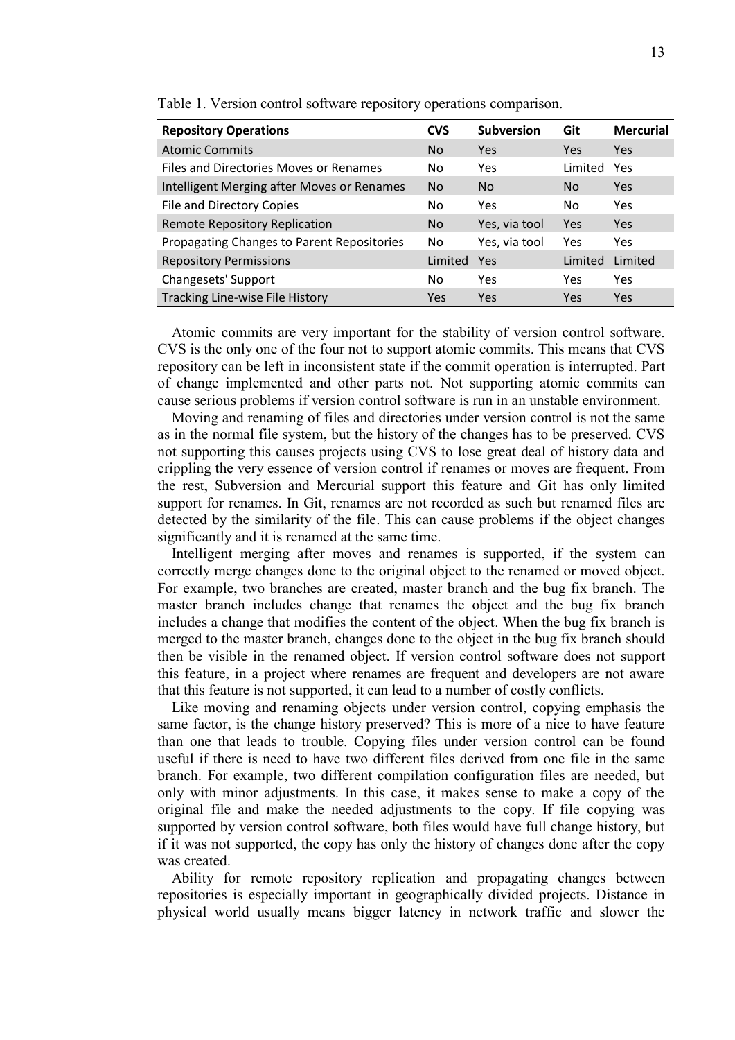Table 1. Version control software repository operations comparison.

| Repository Operations | CVS | Subversion | Git | Mercurial |
|---|---|---|---|---|
| Atomic Commits | No | Yes | Yes | Yes |
| Files and Directories Moves or Renames | No | Yes | Limited | Yes |
| Intelligent Merging after Moves or Renames | No | No | No | Yes |
| File and Directory Copies | No | Yes | No | Yes |
| Remote Repository Replication | No | Yes, via tool | Yes | Yes |
| Propagating Changes to Parent Repositories | No | Yes, via tool | Yes | Yes |
| Repository Permissions | Limited | Yes | Limited | Limited |
| Changesets' Support | No | Yes | Yes | Yes |
| Tracking Line-wise File History | Yes | Yes | Yes | Yes |

Atomic commits are very important for the stability of version control software. CVS is the only one of the four not to support atomic commits. This means that CVS repository can be left in inconsistent state if the commit operation is interrupted. Part of change implemented and other parts not. Not supporting atomic commits can cause serious problems if version control software is run in an unstable environment.

Moving and renaming of files and directories under version control is not the same as in the normal file system, but the history of the changes has to be preserved. CVS not supporting this causes projects using CVS to lose great deal of history data and crippling the very essence of version control if renames or moves are frequent. From the rest, Subversion and Mercurial support this feature and Git has only limited support for renames. In Git, renames are not recorded as such but renamed files are detected by the similarity of the file. This can cause problems if the object changes significantly and it is renamed at the same time.

Intelligent merging after moves and renames is supported, if the system can correctly merge changes done to the original object to the renamed or moved object. For example, two branches are created, master branch and the bug fix branch. The master branch includes change that renames the object and the bug fix branch includes a change that modifies the content of the object. When the bug fix branch is merged to the master branch, changes done to the object in the bug fix branch should then be visible in the renamed object. If version control software does not support this feature, in a project where renames are frequent and developers are not aware that this feature is not supported, it can lead to a number of costly conflicts.

Like moving and renaming objects under version control, copying emphasis the same factor, is the change history preserved? This is more of a nice to have feature than one that leads to trouble. Copying files under version control can be found useful if there is need to have two different files derived from one file in the same branch. For example, two different compilation configuration files are needed, but only with minor adjustments. In this case, it makes sense to make a copy of the original file and make the needed adjustments to the copy. If file copying was supported by version control software, both files would have full change history, but if it was not supported, the copy has only the history of changes done after the copy was created.

Ability for remote repository replication and propagating changes between repositories is especially important in geographically divided projects. Distance in physical world usually means bigger latency in network traffic and slower the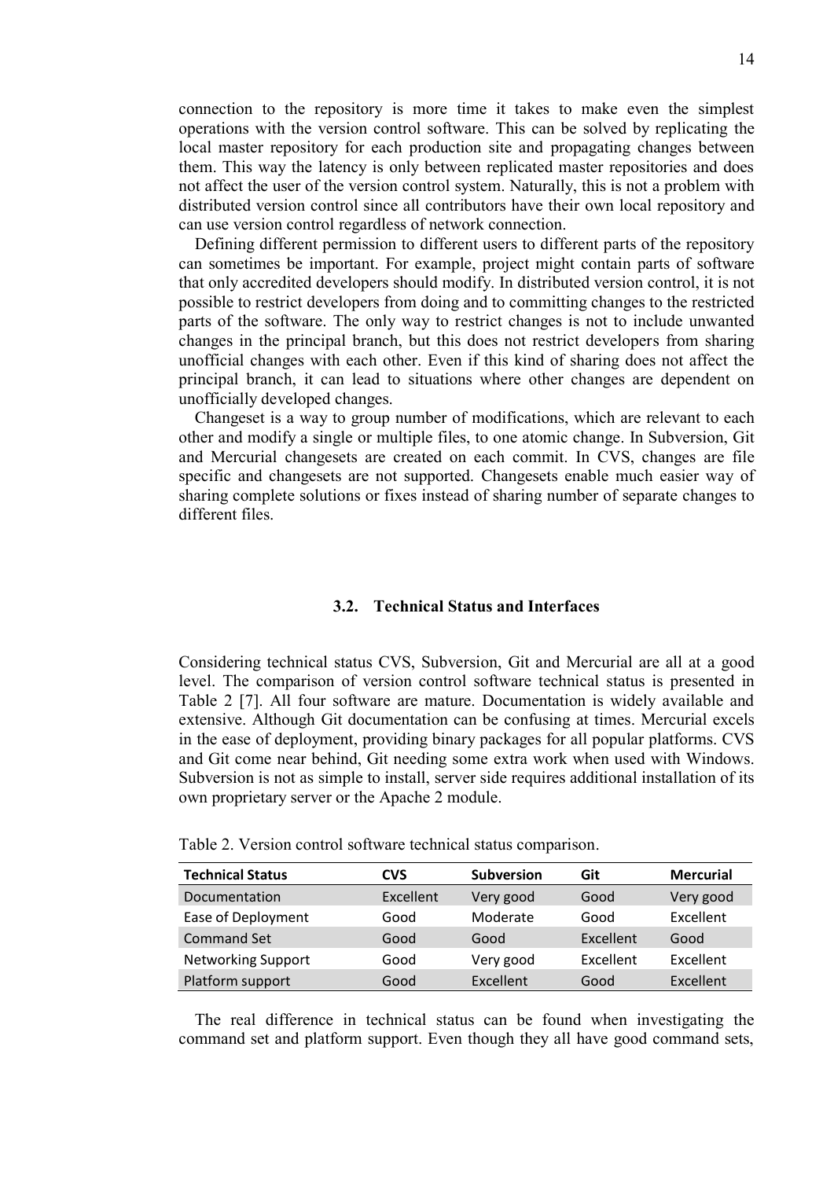connection to the repository is more time it takes to make even the simplest operations with the version control software. This can be solved by replicating the local master repository for each production site and propagating changes between them. This way the latency is only between replicated master repositories and does not affect the user of the version control system. Naturally, this is not a problem with distributed version control since all contributors have their own local repository and can use version control regardless of network connection.

Defining different permission to different users to different parts of the repository can sometimes be important. For example, project might contain parts of software that only accredited developers should modify. In distributed version control, it is not possible to restrict developers from doing and to committing changes to the restricted parts of the software. The only way to restrict changes is not to include unwanted changes in the principal branch, but this does not restrict developers from sharing unofficial changes with each other. Even if this kind of sharing does not affect the principal branch, it can lead to situations where other changes are dependent on unofficially developed changes.

Changeset is a way to group number of modifications, which are relevant to each other and modify a single or multiple files, to one atomic change. In Subversion, Git and Mercurial changesets are created on each commit. In CVS, changes are file specific and changesets are not supported. Changesets enable much easier way of sharing complete solutions or fixes instead of sharing number of separate changes to different files.

### 3.2. Technical Status and Interfaces

Considering technical status CVS, Subversion, Git and Mercurial are all at a good level. The comparison of version control software technical status is presented in Table 2 [7]. All four software are mature. Documentation is widely available and extensive. Although Git documentation can be confusing at times. Mercurial excels in the ease of deployment, providing binary packages for all popular platforms. CVS and Git come near behind, Git needing some extra work when used with Windows. Subversion is not as simple to install, server side requires additional installation of its own proprietary server or the Apache 2 module.

Table 2. Version control software technical status comparison.

| Technical Status | CVS | Subversion | Git | Mercurial |
|---|---|---|---|---|
| Documentation | Excellent | Very good | Good | Very good |
| Ease of Deployment | Good | Moderate | Good | Excellent |
| Command Set | Good | Good | Excellent | Good |
| Networking Support | Good | Very good | Excellent | Excellent |
| Platform support | Good | Excellent | Good | Excellent |

The real difference in technical status can be found when investigating the command set and platform support. Even though they all have good command sets,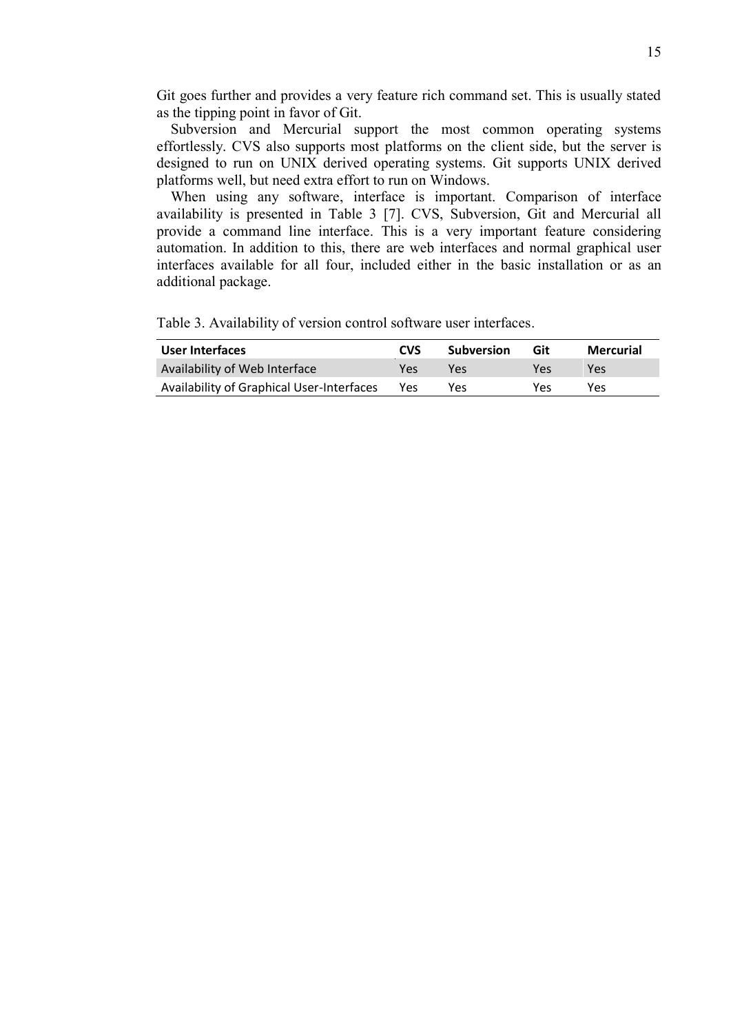Git goes further and provides a very feature rich command set. This is usually stated as the tipping point in favor of Git.

Subversion and Mercurial support the most common operating systems effortlessly. CVS also supports most platforms on the client side, but the server is designed to run on UNIX derived operating systems. Git supports UNIX derived platforms well, but need extra effort to run on Windows.

When using any software, interface is important. Comparison of interface availability is presented in Table 3 [7]. CVS, Subversion, Git and Mercurial all provide a command line interface. This is a very important feature considering automation. In addition to this, there are web interfaces and normal graphical user interfaces available for all four, included either in the basic installation or as an additional package.

Table 3. Availability of version control software user interfaces.

| User Interfaces | CVS | Subversion | Git | Mercurial |
|---|---|---|---|---|
| Availability of Web Interface | Yes | Yes | Yes | Yes |
| Availability of Graphical User-Interfaces | Yes | Yes | Yes | Yes |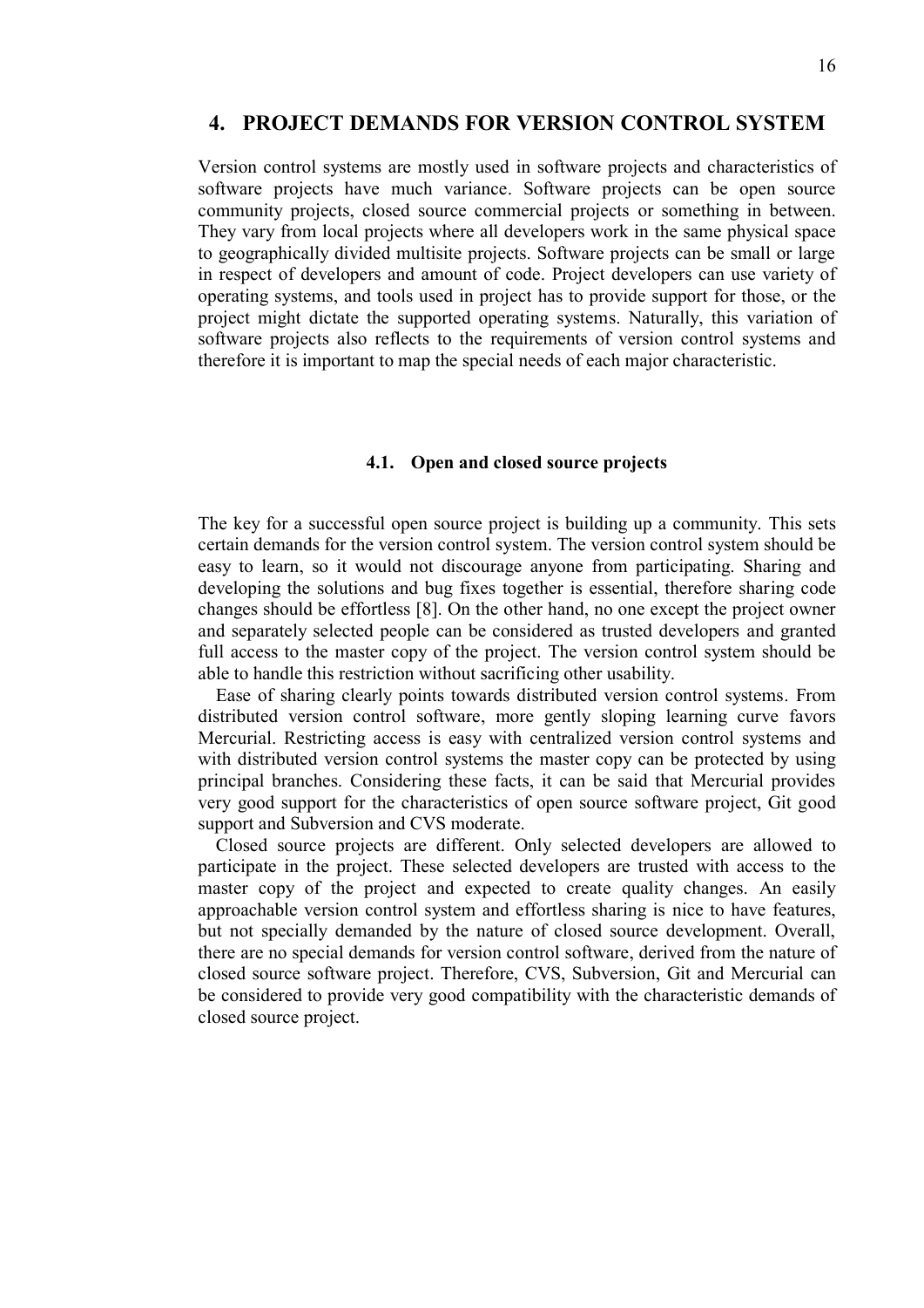# 4. PROJECT DEMANDS FOR VERSION CONTROL SYSTEM

Version control systems are mostly used in software projects and characteristics of software projects have much variance. Software projects can be open source community projects, closed source commercial projects or something in between. They vary from local projects where all developers work in the same physical space to geographically divided multisite projects. Software projects can be small or large in respect of developers and amount of code. Project developers can use variety of operating systems, and tools used in project has to provide support for those, or the project might dictate the supported operating systems. Naturally, this variation of software projects also reflects to the requirements of version control systems and therefore it is important to map the special needs of each major characteristic.

## 4.1. Open and closed source projects

The key for a successful open source project is building up a community. This sets certain demands for the version control system. The version control system should be easy to learn, so it would not discourage anyone from participating. Sharing and developing the solutions and bug fixes together is essential, therefore sharing code changes should be effortless [8]. On the other hand, no one except the project owner and separately selected people can be considered as trusted developers and granted full access to the master copy of the project. The version control system should be able to handle this restriction without sacrificing other usability.

Ease of sharing clearly points towards distributed version control systems. From distributed version control software, more gently sloping learning curve favors Mercurial. Restricting access is easy with centralized version control systems and with distributed version control systems the master copy can be protected by using principal branches. Considering these facts, it can be said that Mercurial provides very good support for the characteristics of open source software project, Git good support and Subversion and CVS moderate.

Closed source projects are different. Only selected developers are allowed to participate in the project. These selected developers are trusted with access to the master copy of the project and expected to create quality changes. An easily approachable version control system and effortless sharing is nice to have features, but not specially demanded by the nature of closed source development. Overall, there are no special demands for version control software, derived from the nature of closed source software project. Therefore, CVS, Subversion, Git and Mercurial can be considered to provide very good compatibility with the characteristic demands of closed source project.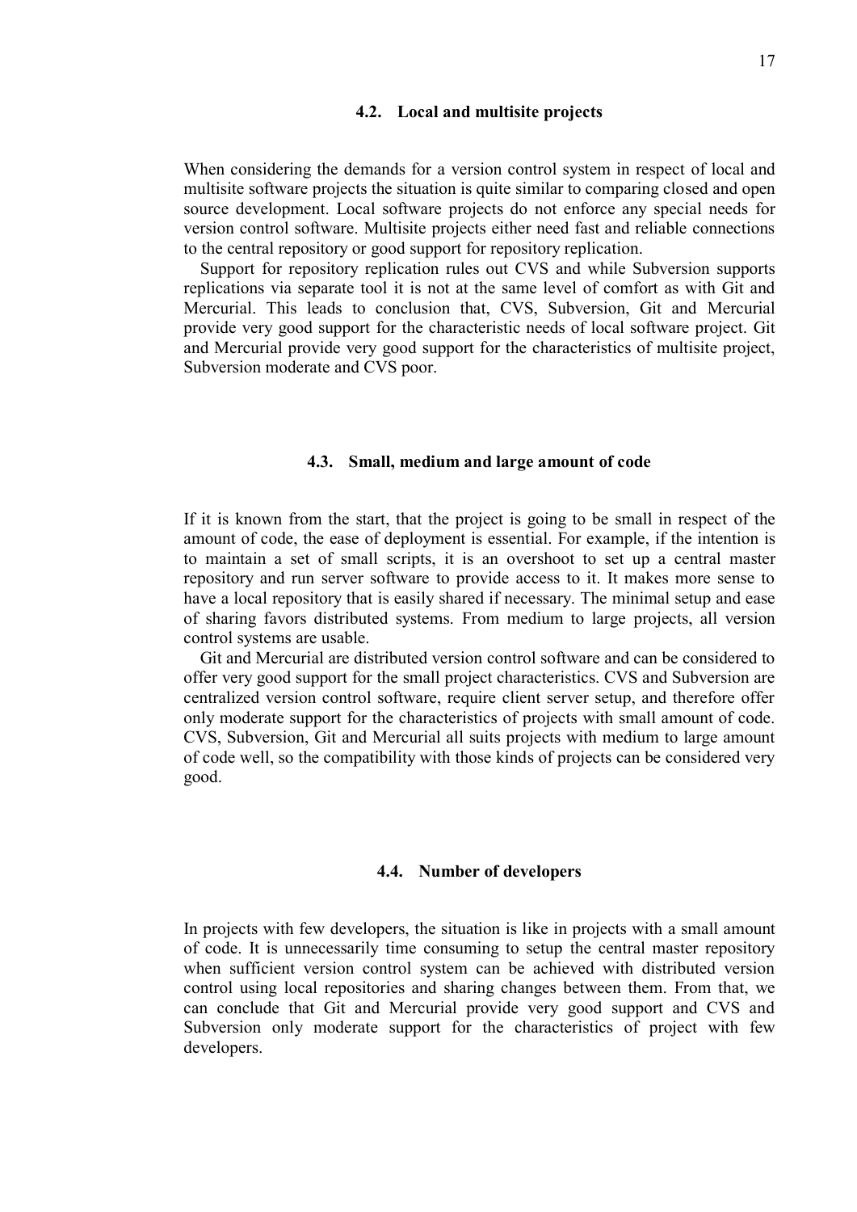### 4.2. Local and multisite projects

When considering the demands for a version control system in respect of local and multisite software projects the situation is quite similar to comparing closed and open source development. Local software projects do not enforce any special needs for version control software. Multisite projects either need fast and reliable connections to the central repository or good support for repository replication.

Support for repository replication rules out CVS and while Subversion supports replications via separate tool it is not at the same level of comfort as with Git and Mercurial. This leads to conclusion that, CVS, Subversion, Git and Mercurial provide very good support for the characteristic needs of local software project. Git and Mercurial provide very good support for the characteristics of multisite project, Subversion moderate and CVS poor.

### 4.3. Small, medium and large amount of code

If it is known from the start, that the project is going to be small in respect of the amount of code, the ease of deployment is essential. For example, if the intention is to maintain a set of small scripts, it is an overshoot to set up a central master repository and run server software to provide access to it. It makes more sense to have a local repository that is easily shared if necessary. The minimal setup and ease of sharing favors distributed systems. From medium to large projects, all version control systems are usable.

Git and Mercurial are distributed version control software and can be considered to offer very good support for the small project characteristics. CVS and Subversion are centralized version control software, require client server setup, and therefore offer only moderate support for the characteristics of projects with small amount of code. CVS, Subversion, Git and Mercurial all suits projects with medium to large amount of code well, so the compatibility with those kinds of projects can be considered very good.

### 4.4. Number of developers

In projects with few developers, the situation is like in projects with a small amount of code. It is unnecessarily time consuming to setup the central master repository when sufficient version control system can be achieved with distributed version control using local repositories and sharing changes between them. From that, we can conclude that Git and Mercurial provide very good support and CVS and Subversion only moderate support for the characteristics of project with few developers.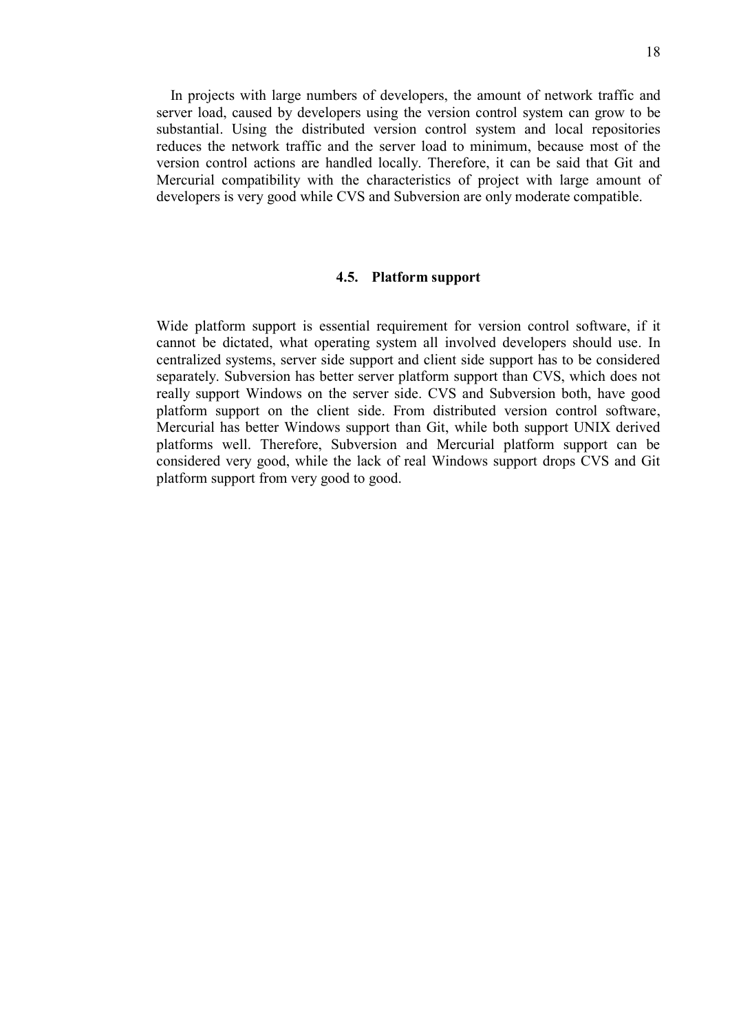In projects with large numbers of developers, the amount of network traffic and server load, caused by developers using the version control system can grow to be substantial. Using the distributed version control system and local repositories reduces the network traffic and the server load to minimum, because most of the version control actions are handled locally. Therefore, it can be said that Git and Mercurial compatibility with the characteristics of project with large amount of developers is very good while CVS and Subversion are only moderate compatible.

### 4.5. Platform support

Wide platform support is essential requirement for version control software, if it cannot be dictated, what operating system all involved developers should use. In centralized systems, server side support and client side support has to be considered separately. Subversion has better server platform support than CVS, which does not really support Windows on the server side. CVS and Subversion both, have good platform support on the client side. From distributed version control software, Mercurial has better Windows support than Git, while both support UNIX derived platforms well. Therefore, Subversion and Mercurial platform support can be considered very good, while the lack of real Windows support drops CVS and Git platform support from very good to good.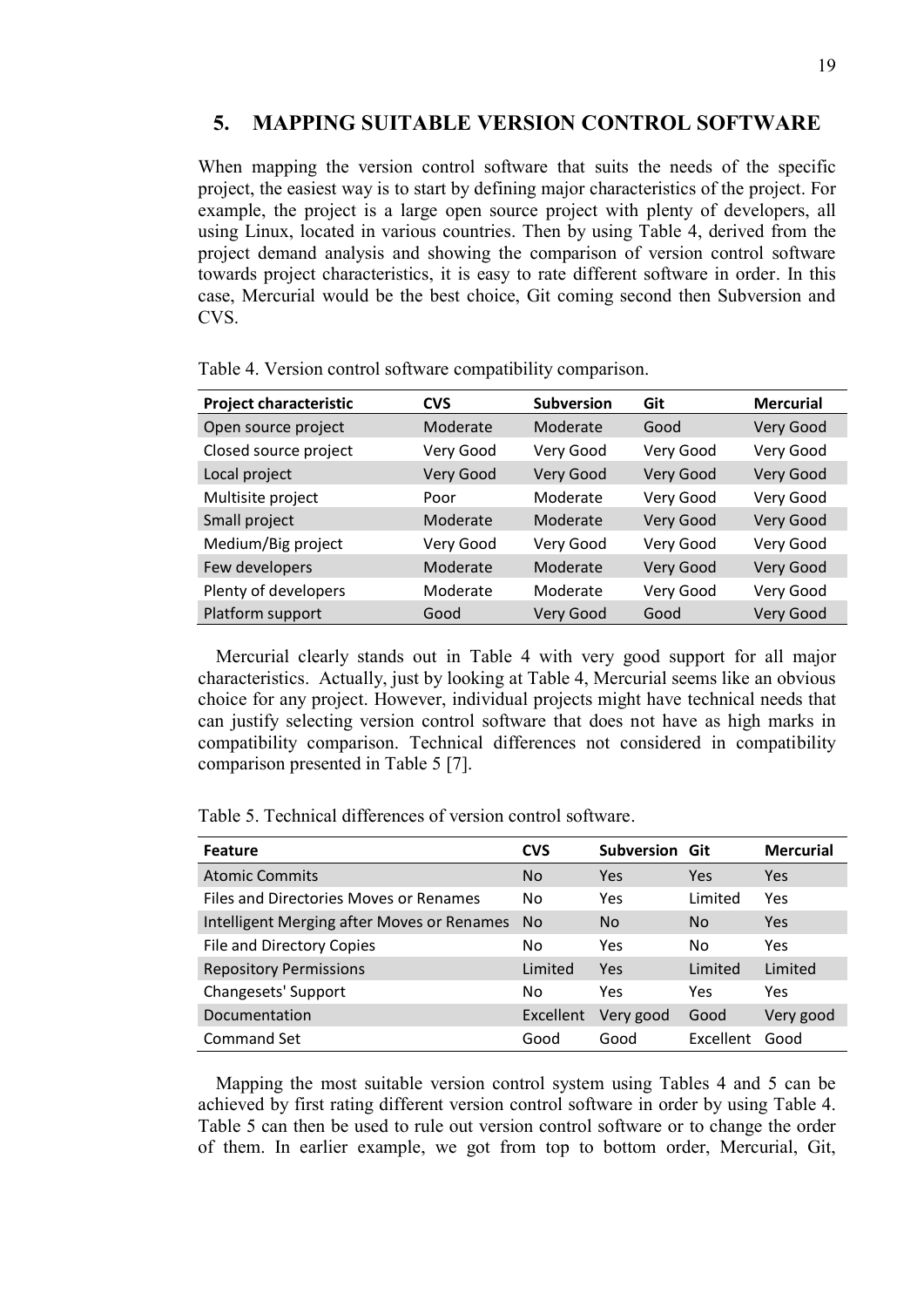## 5. MAPPING SUITABLE VERSION CONTROL SOFTWARE

When mapping the version control software that suits the needs of the specific project, the easiest way is to start by defining major characteristics of the project. For example, the project is a large open source project with plenty of developers, all using Linux, located in various countries. Then by using Table 4, derived from the project demand analysis and showing the comparison of version control software towards project characteristics, it is easy to rate different software in order. In this case, Mercurial would be the best choice, Git coming second then Subversion and CVS.

Table 4. Version control software compatibility comparison.

| Project characteristic | CVS | Subversion | Git | Mercurial |
|---|---|---|---|---|
| Open source project | Moderate | Moderate | Good | Very Good |
| Closed source project | Very Good | Very Good | Very Good | Very Good |
| Local project | Very Good | Very Good | Very Good | Very Good |
| Multisite project | Poor | Moderate | Very Good | Very Good |
| Small project | Moderate | Moderate | Very Good | Very Good |
| Medium/Big project | Very Good | Very Good | Very Good | Very Good |
| Few developers | Moderate | Moderate | Very Good | Very Good |
| Plenty of developers | Moderate | Moderate | Very Good | Very Good |
| Platform support | Good | Very Good | Good | Very Good |

Mercurial clearly stands out in Table 4 with very good support for all major characteristics. Actually, just by looking at Table 4, Mercurial seems like an obvious choice for any project. However, individual projects might have technical needs that can justify selecting version control software that does not have as high marks in compatibility comparison. Technical differences not considered in compatibility comparison presented in Table 5 [7].

Table 5. Technical differences of version control software.

| Feature | CVS | Subversion | Git | Mercurial |
|---|---|---|---|---|
| Atomic Commits | No | Yes | Yes | Yes |
| Files and Directories Moves or Renames | No | Yes | Limited | Yes |
| Intelligent Merging after Moves or Renames | No | No | No | Yes |
| File and Directory Copies | No | Yes | No | Yes |
| Repository Permissions | Limited | Yes | Limited | Limited |
| Changesets' Support | No | Yes | Yes | Yes |
| Documentation | Excellent | Very good | Good | Very good |
| Command Set | Good | Good | Excellent | Good |

Mapping the most suitable version control system using Tables 4 and 5 can be achieved by first rating different version control software in order by using Table 4. Table 5 can then be used to rule out version control software or to change the order of them. In earlier example, we got from top to bottom order, Mercurial, Git,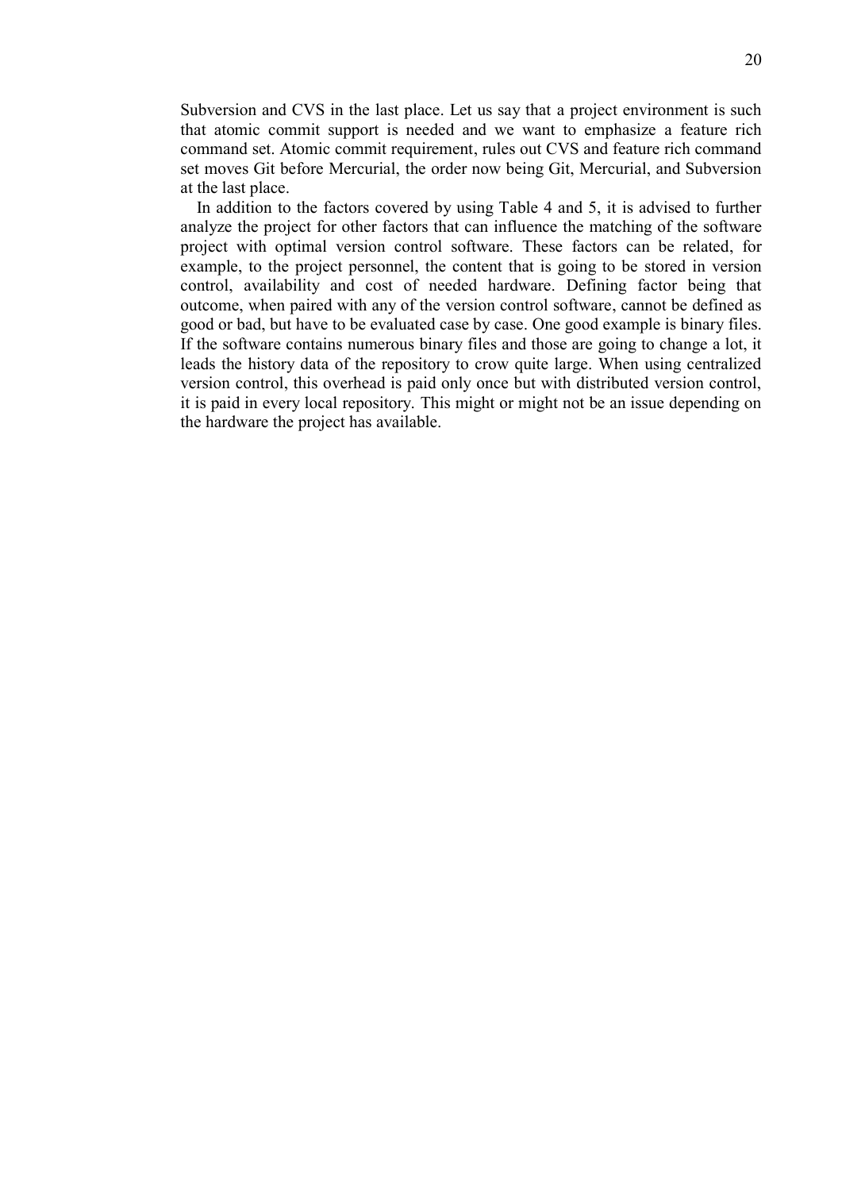Subversion and CVS in the last place. Let us say that a project environment is such that atomic commit support is needed and we want to emphasize a feature rich command set. Atomic commit requirement, rules out CVS and feature rich command set moves Git before Mercurial, the order now being Git, Mercurial, and Subversion at the last place.

In addition to the factors covered by using Table 4 and 5, it is advised to further analyze the project for other factors that can influence the matching of the software project with optimal version control software. These factors can be related, for example, to the project personnel, the content that is going to be stored in version control, availability and cost of needed hardware. Defining factor being that outcome, when paired with any of the version control software, cannot be defined as good or bad, but have to be evaluated case by case. One good example is binary files. If the software contains numerous binary files and those are going to change a lot, it leads the history data of the repository to crow quite large. When using centralized version control, this overhead is paid only once but with distributed version control, it is paid in every local repository. This might or might not be an issue depending on the hardware the project has available.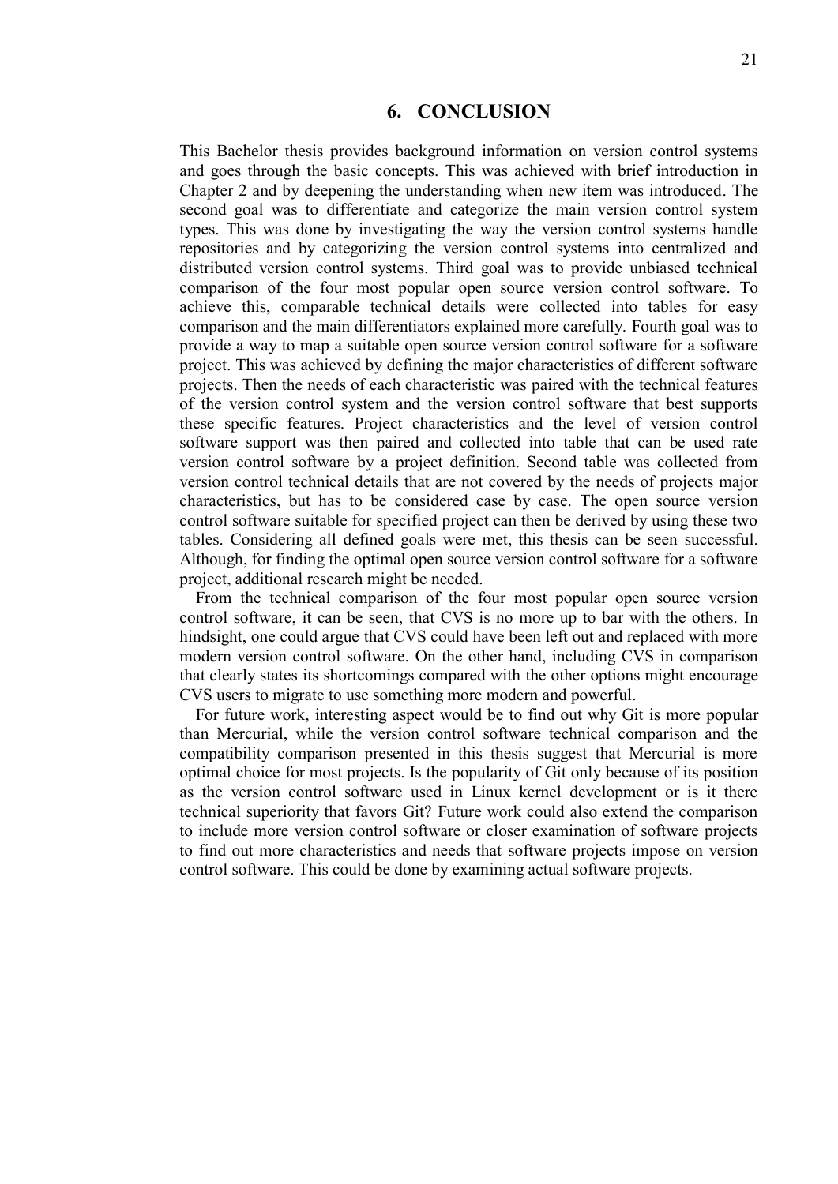# 6. CONCLUSION

This Bachelor thesis provides background information on version control systems and goes through the basic concepts. This was achieved with brief introduction in Chapter 2 and by deepening the understanding when new item was introduced. The second goal was to differentiate and categorize the main version control system types. This was done by investigating the way the version control systems handle repositories and by categorizing the version control systems into centralized and distributed version control systems. Third goal was to provide unbiased technical comparison of the four most popular open source version control software. To achieve this, comparable technical details were collected into tables for easy comparison and the main differentiators explained more carefully. Fourth goal was to provide a way to map a suitable open source version control software for a software project. This was achieved by defining the major characteristics of different software projects. Then the needs of each characteristic was paired with the technical features of the version control system and the version control software that best supports these specific features. Project characteristics and the level of version control software support was then paired and collected into table that can be used rate version control software by a project definition. Second table was collected from version control technical details that are not covered by the needs of projects major characteristics, but has to be considered case by case. The open source version control software suitable for specified project can then be derived by using these two tables. Considering all defined goals were met, this thesis can be seen successful. Although, for finding the optimal open source version control software for a software project, additional research might be needed.

From the technical comparison of the four most popular open source version control software, it can be seen, that CVS is no more up to bar with the others. In hindsight, one could argue that CVS could have been left out and replaced with more modern version control software. On the other hand, including CVS in comparison that clearly states its shortcomings compared with the other options might encourage CVS users to migrate to use something more modern and powerful.

For future work, interesting aspect would be to find out why Git is more popular than Mercurial, while the version control software technical comparison and the compatibility comparison presented in this thesis suggest that Mercurial is more optimal choice for most projects. Is the popularity of Git only because of its position as the version control software used in Linux kernel development or is it there technical superiority that favors Git? Future work could also extend the comparison to include more version control software or closer examination of software projects to find out more characteristics and needs that software projects impose on version control software. This could be done by examining actual software projects.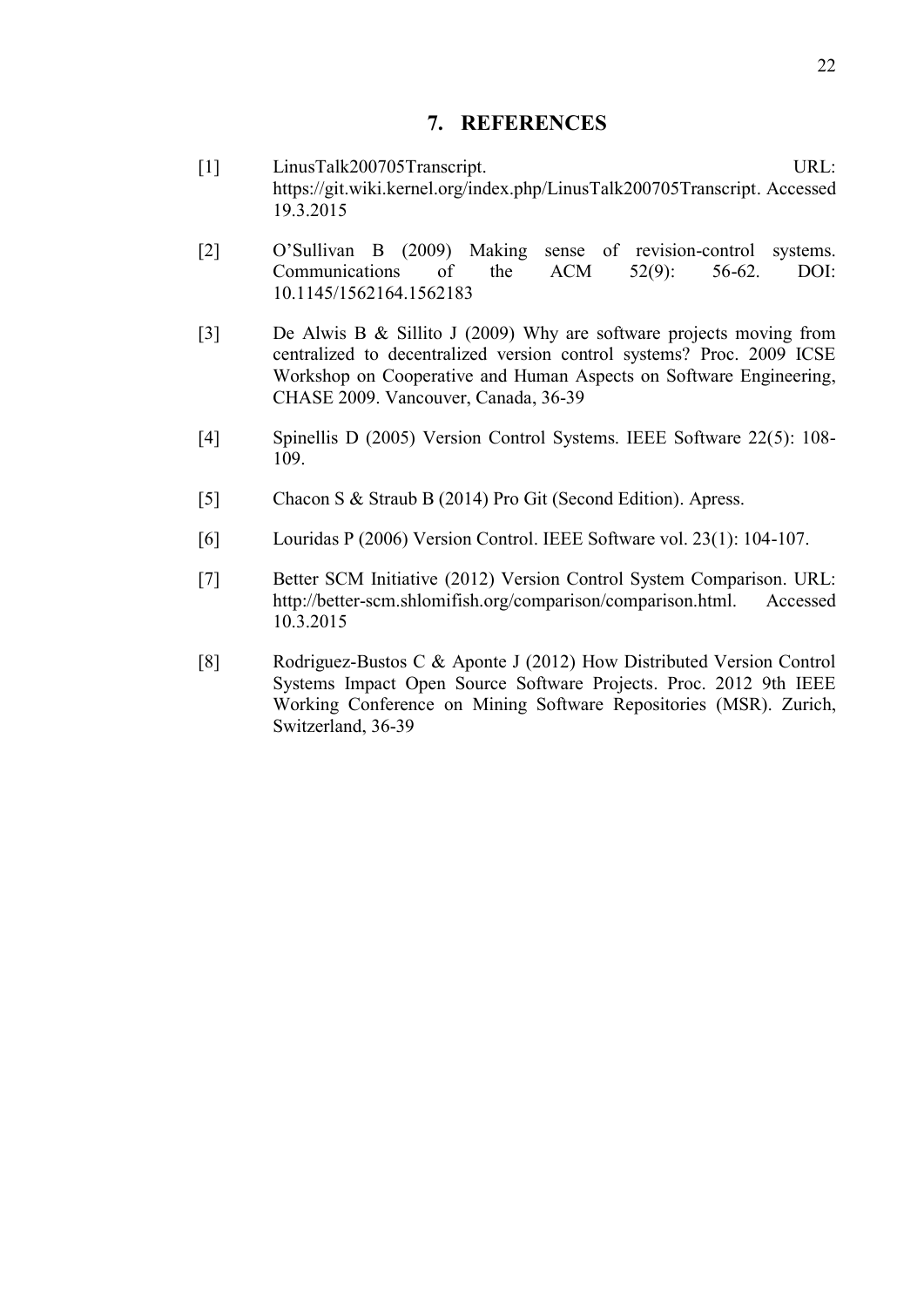## 7. REFERENCES

[1] LinusTalk200705Transcript. URL: https://git.wiki.kernel.org/index.php/LinusTalk200705Transcript. Accessed 19.3.2015

[2] O'Sullivan B (2009) Making sense of revision-control systems. Communications of the ACM 52(9): 56-62. DOI: 10.1145/1562164.1562183

[3] De Alwis B & Sillito J (2009) Why are software projects moving from centralized to decentralized version control systems? Proc. 2009 ICSE Workshop on Cooperative and Human Aspects on Software Engineering, CHASE 2009. Vancouver, Canada, 36-39

[4] Spinellis D (2005) Version Control Systems. IEEE Software 22(5): 108-109.

[5] Chacon S & Straub B (2014) Pro Git (Second Edition). Apress.

[6] Louridas P (2006) Version Control. IEEE Software vol. 23(1): 104-107.

[7] Better SCM Initiative (2012) Version Control System Comparison. URL: http://better-scm.shlomifish.org/comparison/comparison.html. Accessed 10.3.2015

[8] Rodriguez-Bustos C & Aponte J (2012) How Distributed Version Control Systems Impact Open Source Software Projects. Proc. 2012 9th IEEE Working Conference on Mining Software Repositories (MSR). Zurich, Switzerland, 36-39